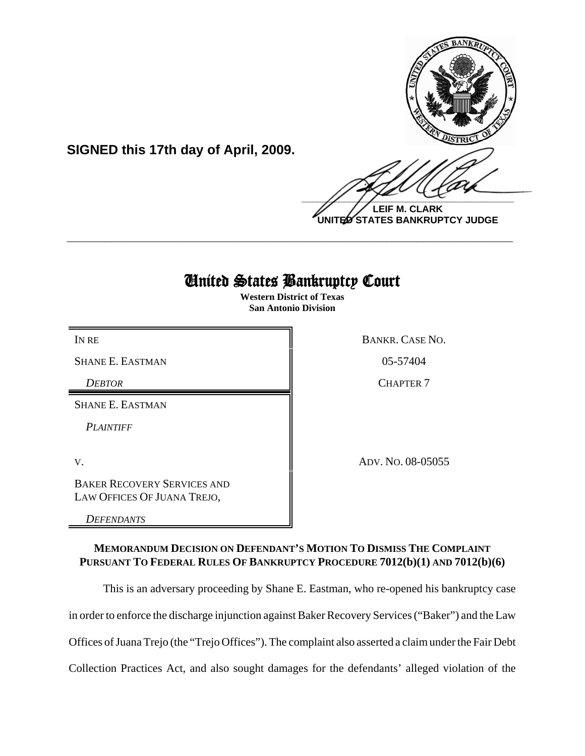**SIGNED this 17th day of April, 2009.**

**LEIF M. CLARK**
**UNITED STATES BANKRUPTCY JUDGE**

---

# United States Bankruptcy Court

**Western District of Texas**
**San Antonio Division**

| | |
|---|---|
| IN RE | BANKR. CASE NO. |
| SHANE E. EASTMAN | 05-57404 |
| *DEBTOR* | CHAPTER 7 |
| SHANE E. EASTMAN | |
| *PLAINTIFF* | |
| V. | ADV. NO. 08-05055 |
| BAKER RECOVERY SERVICES AND LAW OFFICES OF JUANA TREJO, | |
| *DEFENDANTS* | |

## MEMORANDUM DECISION ON DEFENDANT'S MOTION TO DISMISS THE COMPLAINT PURSUANT TO FEDERAL RULES OF BANKRUPTCY PROCEDURE 7012(b)(1) AND 7012(b)(6)

This is an adversary proceeding by Shane E. Eastman, who re-opened his bankruptcy case in order to enforce the discharge injunction against Baker Recovery Services ("Baker") and the Law Offices of Juana Trejo (the "Trejo Offices"). The complaint also asserted a claim under the Fair Debt Collection Practices Act, and also sought damages for the defendants' alleged violation of the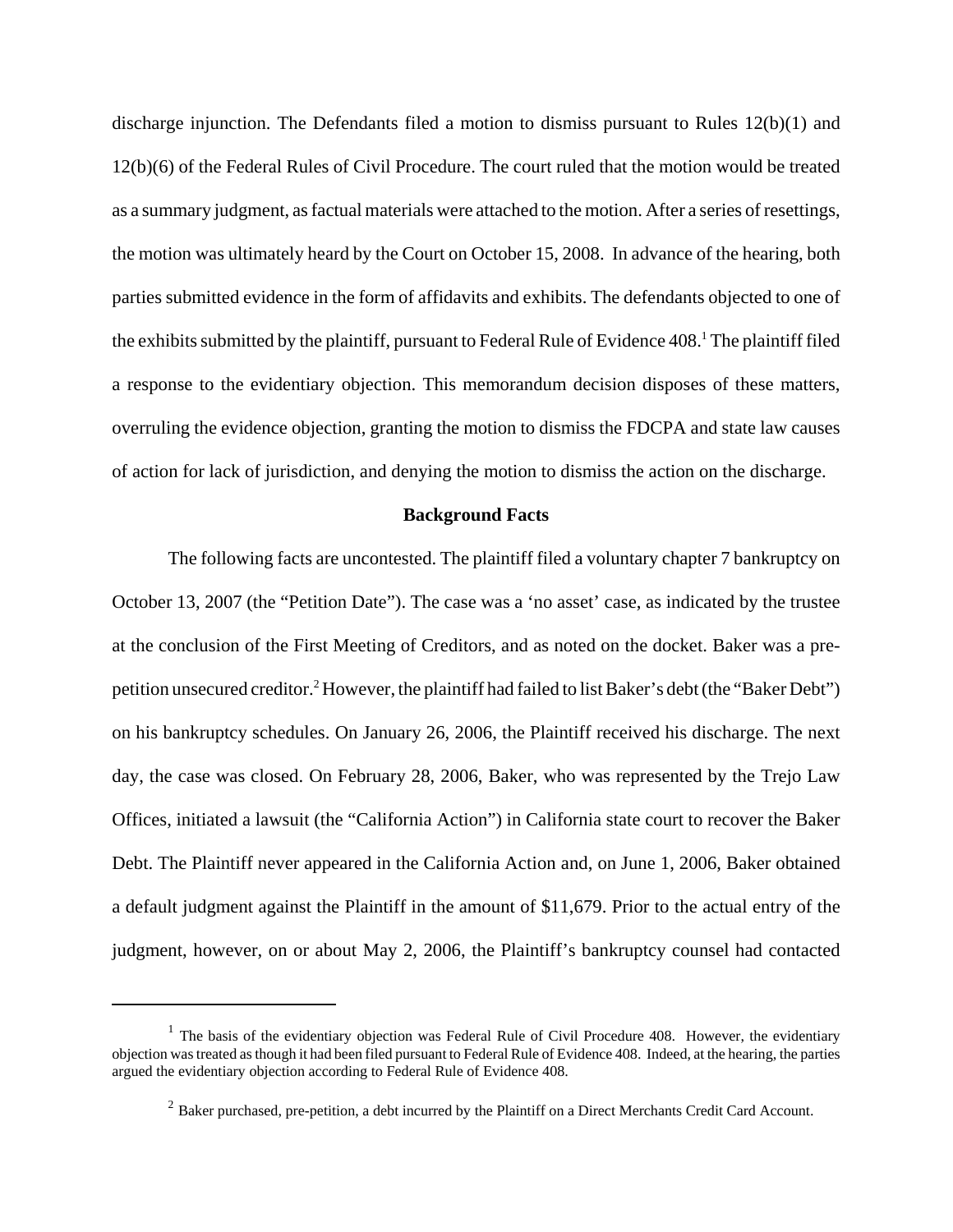discharge injunction. The Defendants filed a motion to dismiss pursuant to Rules 12(b)(1) and 12(b)(6) of the Federal Rules of Civil Procedure. The court ruled that the motion would be treated as a summary judgment, as factual materials were attached to the motion. After a series of resettings, the motion was ultimately heard by the Court on October 15, 2008. In advance of the hearing, both parties submitted evidence in the form of affidavits and exhibits. The defendants objected to one of the exhibits submitted by the plaintiff, pursuant to Federal Rule of Evidence 408.[1] The plaintiff filed a response to the evidentiary objection. This memorandum decision disposes of these matters, overruling the evidence objection, granting the motion to dismiss the FDCPA and state law causes of action for lack of jurisdiction, and denying the motion to dismiss the action on the discharge.

**Background Facts**

The following facts are uncontested. The plaintiff filed a voluntary chapter 7 bankruptcy on October 13, 2007 (the "Petition Date"). The case was a 'no asset' case, as indicated by the trustee at the conclusion of the First Meeting of Creditors, and as noted on the docket. Baker was a pre-petition unsecured creditor.[2] However, the plaintiff had failed to list Baker's debt (the "Baker Debt") on his bankruptcy schedules. On January 26, 2006, the Plaintiff received his discharge. The next day, the case was closed. On February 28, 2006, Baker, who was represented by the Trejo Law Offices, initiated a lawsuit (the "California Action") in California state court to recover the Baker Debt. The Plaintiff never appeared in the California Action and, on June 1, 2006, Baker obtained a default judgment against the Plaintiff in the amount of $11,679. Prior to the actual entry of the judgment, however, on or about May 2, 2006, the Plaintiff's bankruptcy counsel had contacted

---

[1] The basis of the evidentiary objection was Federal Rule of Civil Procedure 408. However, the evidentiary objection was treated as though it had been filed pursuant to Federal Rule of Evidence 408. Indeed, at the hearing, the parties argued the evidentiary objection according to Federal Rule of Evidence 408.

[2] Baker purchased, pre-petition, a debt incurred by the Plaintiff on a Direct Merchants Credit Card Account.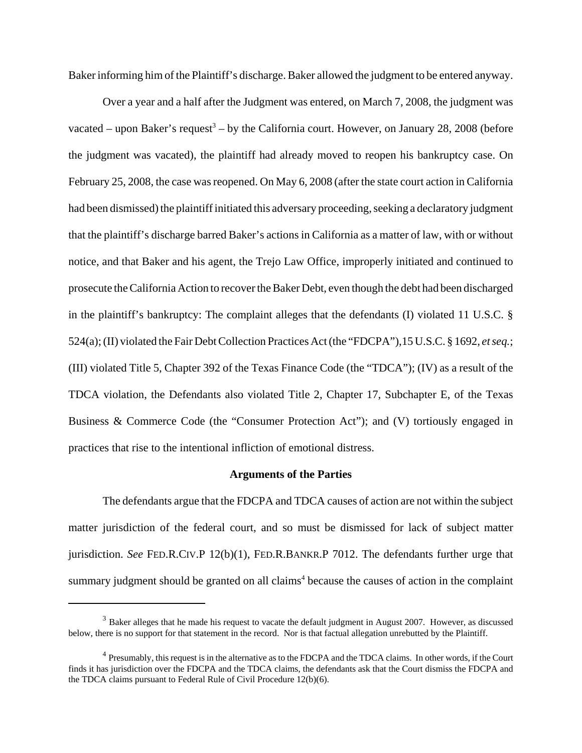Baker informing him of the Plaintiff's discharge. Baker allowed the judgment to be entered anyway.

Over a year and a half after the Judgment was entered, on March 7, 2008, the judgment was vacated – upon Baker's request[3] – by the California court. However, on January 28, 2008 (before the judgment was vacated), the plaintiff had already moved to reopen his bankruptcy case. On February 25, 2008, the case was reopened. On May 6, 2008 (after the state court action in California had been dismissed) the plaintiff initiated this adversary proceeding, seeking a declaratory judgment that the plaintiff's discharge barred Baker's actions in California as a matter of law, with or without notice, and that Baker and his agent, the Trejo Law Office, improperly initiated and continued to prosecute the California Action to recover the Baker Debt, even though the debt had been discharged in the plaintiff's bankruptcy: The complaint alleges that the defendants (I) violated 11 U.S.C. § 524(a); (II) violated the Fair Debt Collection Practices Act (the "FDCPA"),15 U.S.C. § 1692, *et seq.*; (III) violated Title 5, Chapter 392 of the Texas Finance Code (the "TDCA"); (IV) as a result of the TDCA violation, the Defendants also violated Title 2, Chapter 17, Subchapter E, of the Texas Business & Commerce Code (the "Consumer Protection Act"); and (V) tortiously engaged in practices that rise to the intentional infliction of emotional distress.

### Arguments of the Parties

The defendants argue that the FDCPA and TDCA causes of action are not within the subject matter jurisdiction of the federal court, and so must be dismissed for lack of subject matter jurisdiction. *See* FED.R.CIV.P 12(b)(1), FED.R.BANKR.P 7012. The defendants further urge that summary judgment should be granted on all claims[4] because the causes of action in the complaint

---

[3] Baker alleges that he made his request to vacate the default judgment in August 2007. However, as discussed below, there is no support for that statement in the record. Nor is that factual allegation unrebutted by the Plaintiff.

[4] Presumably, this request is in the alternative as to the FDCPA and the TDCA claims. In other words, if the Court finds it has jurisdiction over the FDCPA and the TDCA claims, the defendants ask that the Court dismiss the FDCPA and the TDCA claims pursuant to Federal Rule of Civil Procedure 12(b)(6).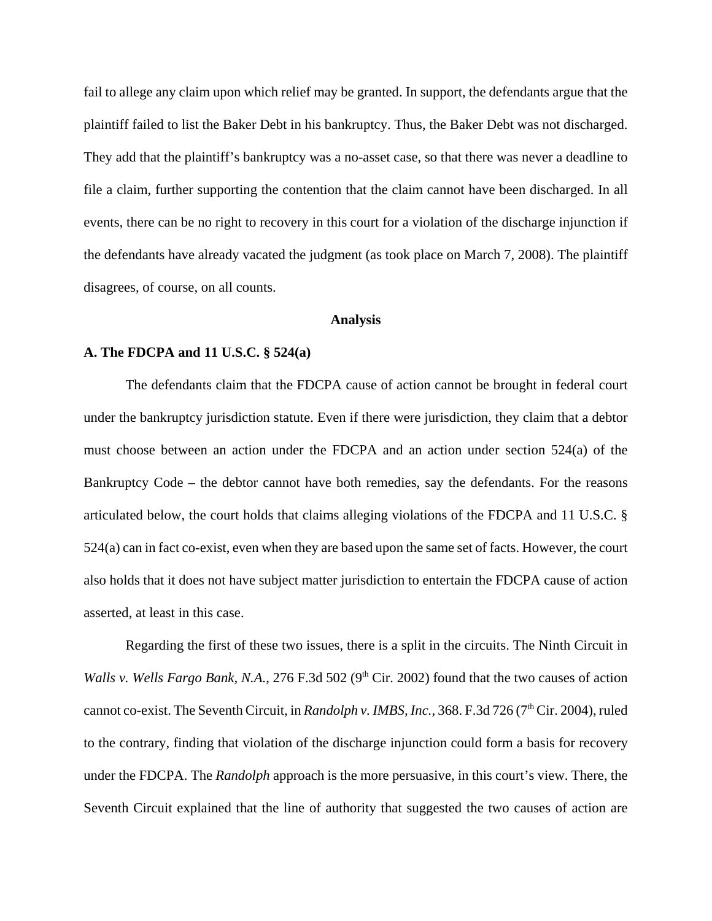fail to allege any claim upon which relief may be granted. In support, the defendants argue that the plaintiff failed to list the Baker Debt in his bankruptcy. Thus, the Baker Debt was not discharged. They add that the plaintiff's bankruptcy was a no-asset case, so that there was never a deadline to file a claim, further supporting the contention that the claim cannot have been discharged. In all events, there can be no right to recovery in this court for a violation of the discharge injunction if the defendants have already vacated the judgment (as took place on March 7, 2008). The plaintiff disagrees, of course, on all counts.

## Analysis

### A. The FDCPA and 11 U.S.C. § 524(a)

The defendants claim that the FDCPA cause of action cannot be brought in federal court under the bankruptcy jurisdiction statute. Even if there were jurisdiction, they claim that a debtor must choose between an action under the FDCPA and an action under section 524(a) of the Bankruptcy Code – the debtor cannot have both remedies, say the defendants. For the reasons articulated below, the court holds that claims alleging violations of the FDCPA and 11 U.S.C. § 524(a) can in fact co-exist, even when they are based upon the same set of facts. However, the court also holds that it does not have subject matter jurisdiction to entertain the FDCPA cause of action asserted, at least in this case.

Regarding the first of these two issues, there is a split in the circuits. The Ninth Circuit in *Walls v. Wells Fargo Bank, N.A.*, 276 F.3d 502 (9th Cir. 2002) found that the two causes of action cannot co-exist. The Seventh Circuit, in *Randolph v. IMBS, Inc.*, 368. F.3d 726 (7th Cir. 2004), ruled to the contrary, finding that violation of the discharge injunction could form a basis for recovery under the FDCPA. The *Randolph* approach is the more persuasive, in this court's view. There, the Seventh Circuit explained that the line of authority that suggested the two causes of action are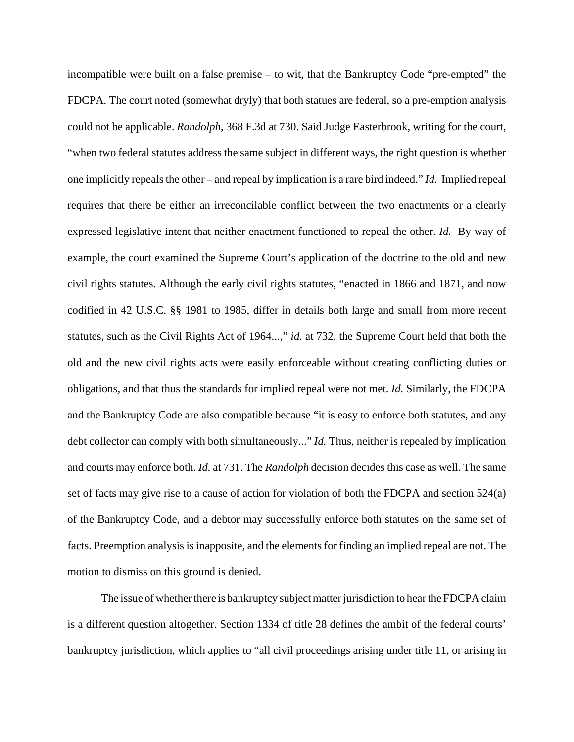incompatible were built on a false premise – to wit, that the Bankruptcy Code "pre-empted" the FDCPA. The court noted (somewhat dryly) that both statues are federal, so a pre-emption analysis could not be applicable. *Randolph*, 368 F.3d at 730. Said Judge Easterbrook, writing for the court, "when two federal statutes address the same subject in different ways, the right question is whether one implicitly repeals the other – and repeal by implication is a rare bird indeed." *Id.* Implied repeal requires that there be either an irreconcilable conflict between the two enactments or a clearly expressed legislative intent that neither enactment functioned to repeal the other. *Id.* By way of example, the court examined the Supreme Court's application of the doctrine to the old and new civil rights statutes. Although the early civil rights statutes, "enacted in 1866 and 1871, and now codified in 42 U.S.C. §§ 1981 to 1985, differ in details both large and small from more recent statutes, such as the Civil Rights Act of 1964...," *id.* at 732, the Supreme Court held that both the old and the new civil rights acts were easily enforceable without creating conflicting duties or obligations, and that thus the standards for implied repeal were not met. *Id.* Similarly, the FDCPA and the Bankruptcy Code are also compatible because "it is easy to enforce both statutes, and any debt collector can comply with both simultaneously..." *Id.* Thus, neither is repealed by implication and courts may enforce both. *Id.* at 731. The *Randolph* decision decides this case as well. The same set of facts may give rise to a cause of action for violation of both the FDCPA and section 524(a) of the Bankruptcy Code, and a debtor may successfully enforce both statutes on the same set of facts. Preemption analysis is inapposite, and the elements for finding an implied repeal are not. The motion to dismiss on this ground is denied.

The issue of whether there is bankruptcy subject matter jurisdiction to hear the FDCPA claim is a different question altogether. Section 1334 of title 28 defines the ambit of the federal courts' bankruptcy jurisdiction, which applies to "all civil proceedings arising under title 11, or arising in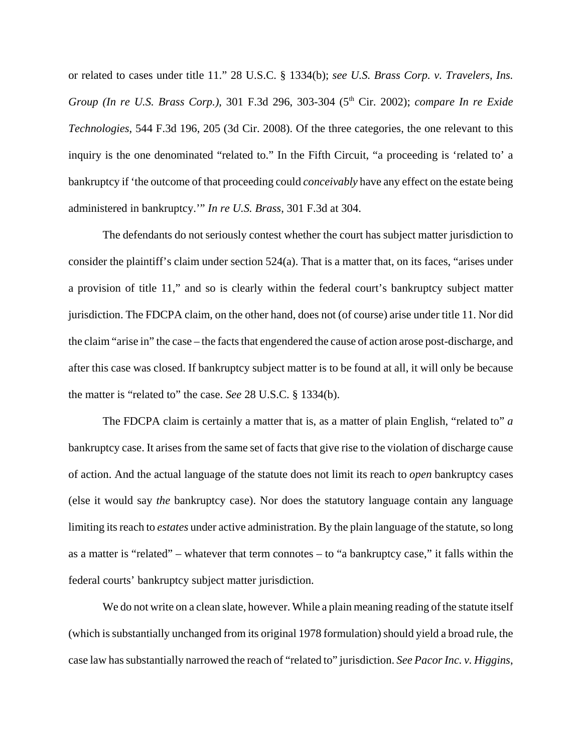or related to cases under title 11." 28 U.S.C. § 1334(b); *see U.S. Brass Corp. v. Travelers, Ins. Group (In re U.S. Brass Corp.)*, 301 F.3d 296, 303-304 (5th Cir. 2002); *compare In re Exide Technologies*, 544 F.3d 196, 205 (3d Cir. 2008). Of the three categories, the one relevant to this inquiry is the one denominated "related to." In the Fifth Circuit, "a proceeding is 'related to' a bankruptcy if 'the outcome of that proceeding could *conceivably* have any effect on the estate being administered in bankruptcy.'" *In re U.S. Brass*, 301 F.3d at 304.

The defendants do not seriously contest whether the court has subject matter jurisdiction to consider the plaintiff's claim under section 524(a). That is a matter that, on its faces, "arises under a provision of title 11," and so is clearly within the federal court's bankruptcy subject matter jurisdiction. The FDCPA claim, on the other hand, does not (of course) arise under title 11. Nor did the claim "arise in" the case – the facts that engendered the cause of action arose post-discharge, and after this case was closed. If bankruptcy subject matter is to be found at all, it will only be because the matter is "related to" the case. *See* 28 U.S.C. § 1334(b).

The FDCPA claim is certainly a matter that is, as a matter of plain English, "related to" *a* bankruptcy case. It arises from the same set of facts that give rise to the violation of discharge cause of action. And the actual language of the statute does not limit its reach to *open* bankruptcy cases (else it would say *the* bankruptcy case). Nor does the statutory language contain any language limiting its reach to *estates* under active administration. By the plain language of the statute, so long as a matter is "related" – whatever that term connotes – to "a bankruptcy case," it falls within the federal courts' bankruptcy subject matter jurisdiction.

We do not write on a clean slate, however. While a plain meaning reading of the statute itself (which is substantially unchanged from its original 1978 formulation) should yield a broad rule, the case law has substantially narrowed the reach of "related to" jurisdiction. *See Pacor Inc. v. Higgins*,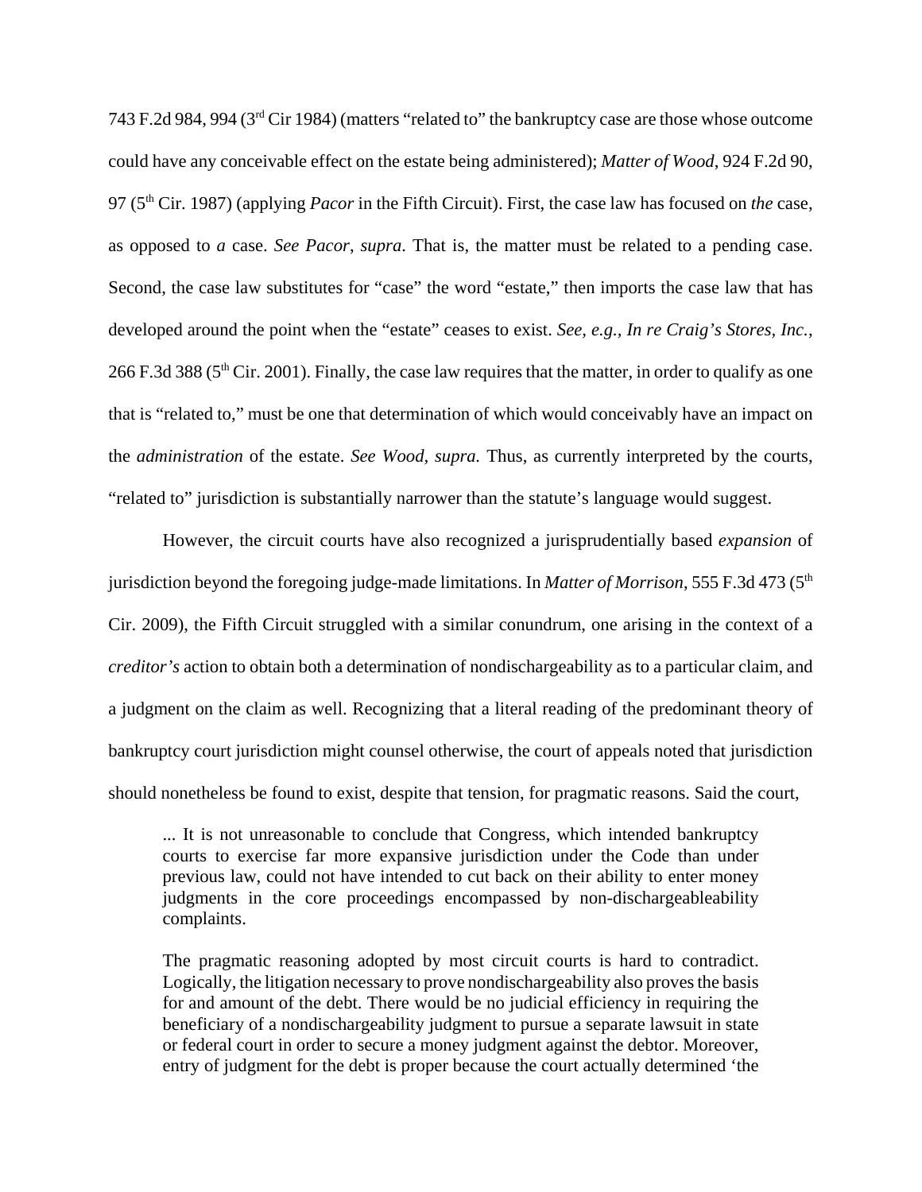743 F.2d 984, 994 (3rd Cir 1984) (matters "related to" the bankruptcy case are those whose outcome could have any conceivable effect on the estate being administered); *Matter of Wood*, 924 F.2d 90, 97 (5th Cir. 1987) (applying *Pacor* in the Fifth Circuit). First, the case law has focused on *the* case, as opposed to *a* case. *See Pacor*, *supra*. That is, the matter must be related to a pending case. Second, the case law substitutes for "case" the word "estate," then imports the case law that has developed around the point when the "estate" ceases to exist. *See, e.g.*, *In re Craig's Stores, Inc.*, 266 F.3d 388 (5th Cir. 2001). Finally, the case law requires that the matter, in order to qualify as one that is "related to," must be one that determination of which would conceivably have an impact on the *administration* of the estate. *See Wood*, *supra.* Thus, as currently interpreted by the courts, "related to" jurisdiction is substantially narrower than the statute's language would suggest.

However, the circuit courts have also recognized a jurisprudentially based *expansion* of jurisdiction beyond the foregoing judge-made limitations. In *Matter of Morrison*, 555 F.3d 473 (5th Cir. 2009), the Fifth Circuit struggled with a similar conundrum, one arising in the context of a *creditor's* action to obtain both a determination of nondischargeability as to a particular claim, and a judgment on the claim as well. Recognizing that a literal reading of the predominant theory of bankruptcy court jurisdiction might counsel otherwise, the court of appeals noted that jurisdiction should nonetheless be found to exist, despite that tension, for pragmatic reasons. Said the court,

> ... It is not unreasonable to conclude that Congress, which intended bankruptcy courts to exercise far more expansive jurisdiction under the Code than under previous law, could not have intended to cut back on their ability to enter money judgments in the core proceedings encompassed by non-dischargeableability complaints.
>
> The pragmatic reasoning adopted by most circuit courts is hard to contradict. Logically, the litigation necessary to prove nondischargeability also proves the basis for and amount of the debt. There would be no judicial efficiency in requiring the beneficiary of a nondischargeability judgment to pursue a separate lawsuit in state or federal court in order to secure a money judgment against the debtor. Moreover, entry of judgment for the debt is proper because the court actually determined 'the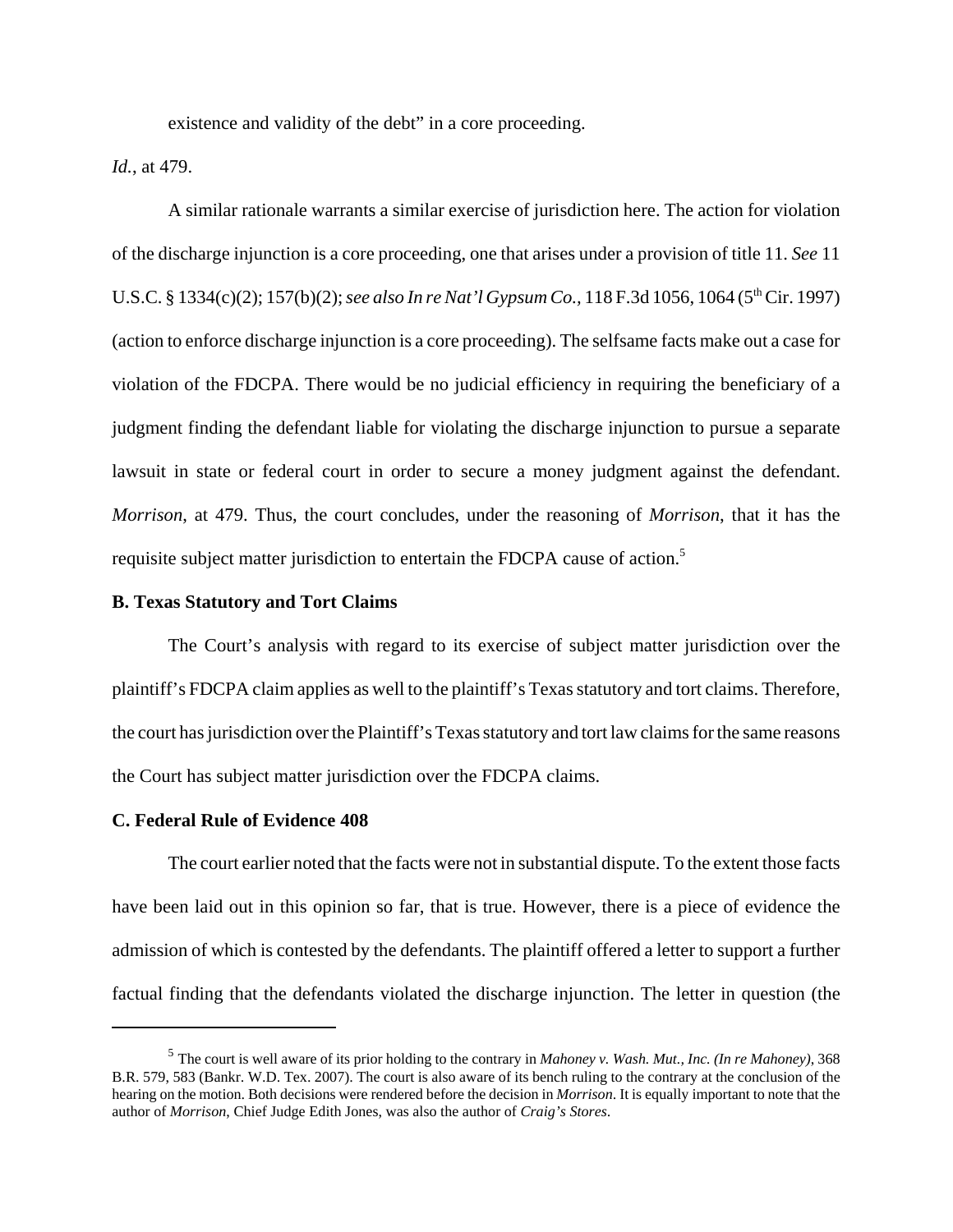existence and validity of the debt" in a core proceeding.

*Id.*, at 479.

A similar rationale warrants a similar exercise of jurisdiction here. The action for violation of the discharge injunction is a core proceeding, one that arises under a provision of title 11. *See* 11 U.S.C. § 1334(c)(2); 157(b)(2); *see also In re Nat'l Gypsum Co.,* 118 F.3d 1056, 1064 (5[th] Cir. 1997) (action to enforce discharge injunction is a core proceeding). The selfsame facts make out a case for violation of the FDCPA. There would be no judicial efficiency in requiring the beneficiary of a judgment finding the defendant liable for violating the discharge injunction to pursue a separate lawsuit in state or federal court in order to secure a money judgment against the defendant. *Morrison*, at 479. Thus, the court concludes, under the reasoning of *Morrison*, that it has the requisite subject matter jurisdiction to entertain the FDCPA cause of action.[5]

**B. Texas Statutory and Tort Claims**

The Court's analysis with regard to its exercise of subject matter jurisdiction over the plaintiff's FDCPA claim applies as well to the plaintiff's Texas statutory and tort claims. Therefore, the court has jurisdiction over the Plaintiff's Texas statutory and tort law claims for the same reasons the Court has subject matter jurisdiction over the FDCPA claims.

**C. Federal Rule of Evidence 408**

The court earlier noted that the facts were not in substantial dispute. To the extent those facts have been laid out in this opinion so far, that is true. However, there is a piece of evidence the admission of which is contested by the defendants. The plaintiff offered a letter to support a further factual finding that the defendants violated the discharge injunction. The letter in question (the

---

[5] The court is well aware of its prior holding to the contrary in *Mahoney v. Wash. Mut., Inc. (In re Mahoney)*, 368 B.R. 579, 583 (Bankr. W.D. Tex. 2007). The court is also aware of its bench ruling to the contrary at the conclusion of the hearing on the motion. Both decisions were rendered before the decision in *Morrison*. It is equally important to note that the author of *Morrison*, Chief Judge Edith Jones, was also the author of *Craig's Stores*.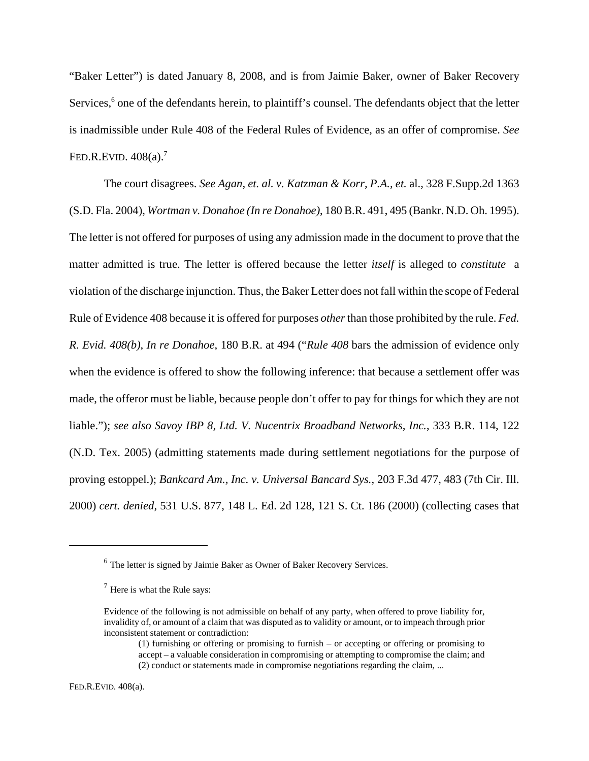"Baker Letter") is dated January 8, 2008, and is from Jaimie Baker, owner of Baker Recovery Services,[6] one of the defendants herein, to plaintiff's counsel. The defendants object that the letter is inadmissible under Rule 408 of the Federal Rules of Evidence, as an offer of compromise. *See* FED.R.EVID. 408(a).[7]

The court disagrees. *See Agan, et. al. v. Katzman & Korr, P.A., et.* al., 328 F.Supp.2d 1363 (S.D. Fla. 2004), *Wortman v. Donahoe (In re Donahoe)*, 180 B.R. 491, 495 (Bankr. N.D. Oh. 1995). The letter is not offered for purposes of using any admission made in the document to prove that the matter admitted is true. The letter is offered because the letter *itself* is alleged to *constitute* a violation of the discharge injunction. Thus, the Baker Letter does not fall within the scope of Federal Rule of Evidence 408 because it is offered for purposes *other* than those prohibited by the rule. *Fed. R. Evid. 408(b)*, *In re Donahoe*, 180 B.R. at 494 ("*Rule 408* bars the admission of evidence only when the evidence is offered to show the following inference: that because a settlement offer was made, the offeror must be liable, because people don't offer to pay for things for which they are not liable."); *see also Savoy IBP 8, Ltd. V. Nucentrix Broadband Networks, Inc.*, 333 B.R. 114, 122 (N.D. Tex. 2005) (admitting statements made during settlement negotiations for the purpose of proving estoppel.); *Bankcard Am., Inc. v. Universal Bancard Sys.*, 203 F.3d 477, 483 (7th Cir. Ill. 2000) *cert. denied*, 531 U.S. 877, 148 L. Ed. 2d 128, 121 S. Ct. 186 (2000) (collecting cases that

---

[6] The letter is signed by Jaimie Baker as Owner of Baker Recovery Services.

[7] Here is what the Rule says:

Evidence of the following is not admissible on behalf of any party, when offered to prove liability for, invalidity of, or amount of a claim that was disputed as to validity or amount, or to impeach through prior inconsistent statement or contradiction:

> (1) furnishing or offering or promising to furnish – or accepting or offering or promising to accept – a valuable consideration in compromising or attempting to compromise the claim; and
> (2) conduct or statements made in compromise negotiations regarding the claim, ...

FED.R.EVID. 408(a).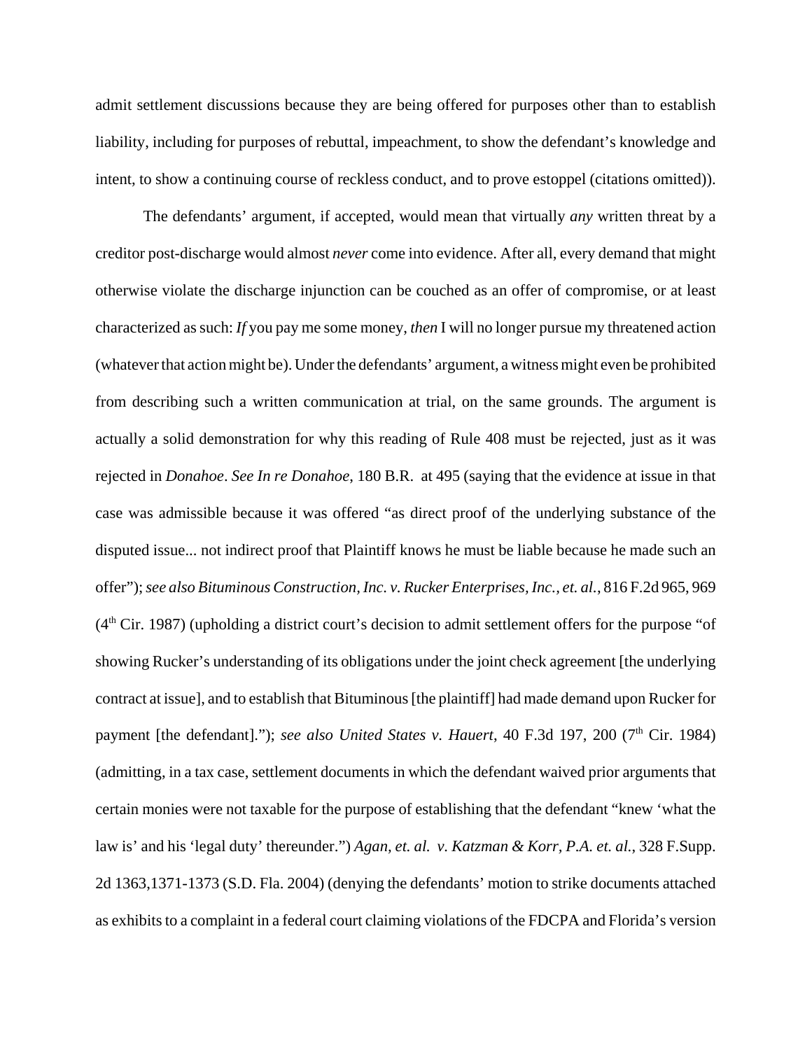admit settlement discussions because they are being offered for purposes other than to establish liability, including for purposes of rebuttal, impeachment, to show the defendant's knowledge and intent, to show a continuing course of reckless conduct, and to prove estoppel (citations omitted)).

The defendants' argument, if accepted, would mean that virtually *any* written threat by a creditor post-discharge would almost *never* come into evidence. After all, every demand that might otherwise violate the discharge injunction can be couched as an offer of compromise, or at least characterized as such: *If* you pay me some money, *then* I will no longer pursue my threatened action (whatever that action might be). Under the defendants' argument, a witness might even be prohibited from describing such a written communication at trial, on the same grounds. The argument is actually a solid demonstration for why this reading of Rule 408 must be rejected, just as it was rejected in *Donahoe*. *See In re Donahoe*, 180 B.R. at 495 (saying that the evidence at issue in that case was admissible because it was offered "as direct proof of the underlying substance of the disputed issue... not indirect proof that Plaintiff knows he must be liable because he made such an offer"); *see also Bituminous Construction, Inc. v. Rucker Enterprises, Inc., et. al.*, 816 F.2d 965, 969 (4th Cir. 1987) (upholding a district court's decision to admit settlement offers for the purpose "of showing Rucker's understanding of its obligations under the joint check agreement [the underlying contract at issue], and to establish that Bituminous [the plaintiff] had made demand upon Rucker for payment [the defendant]."); *see also United States v. Hauert*, 40 F.3d 197, 200 (7th Cir. 1984) (admitting, in a tax case, settlement documents in which the defendant waived prior arguments that certain monies were not taxable for the purpose of establishing that the defendant "knew 'what the law is' and his 'legal duty' thereunder.") *Agan, et. al. v. Katzman & Korr, P.A. et. al.*, 328 F.Supp. 2d 1363,1371-1373 (S.D. Fla. 2004) (denying the defendants' motion to strike documents attached as exhibits to a complaint in a federal court claiming violations of the FDCPA and Florida's version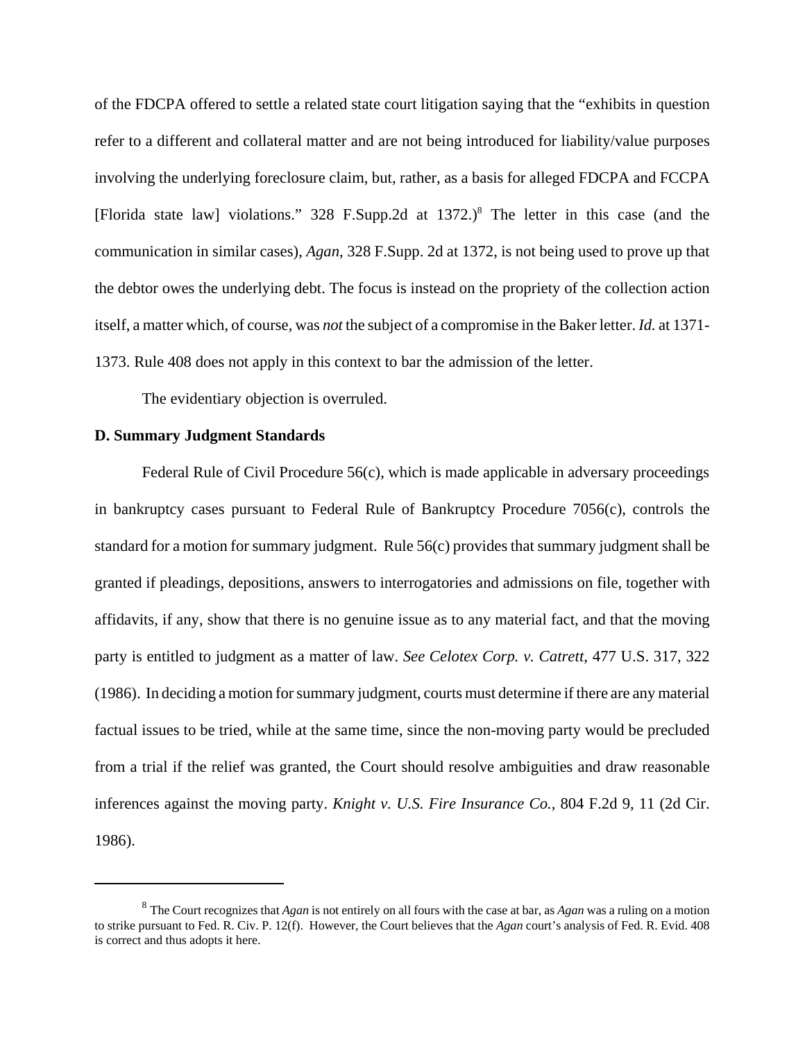of the FDCPA offered to settle a related state court litigation saying that the "exhibits in question refer to a different and collateral matter and are not being introduced for liability/value purposes involving the underlying foreclosure claim, but, rather, as a basis for alleged FDCPA and FCCPA [Florida state law] violations." 328 F.Supp.2d at 1372.)[8] The letter in this case (and the communication in similar cases), *Agan*, 328 F.Supp. 2d at 1372, is not being used to prove up that the debtor owes the underlying debt. The focus is instead on the propriety of the collection action itself, a matter which, of course, was *not* the subject of a compromise in the Baker letter. *Id.* at 1371-1373. Rule 408 does not apply in this context to bar the admission of the letter.

The evidentiary objection is overruled.

**D. Summary Judgment Standards**

Federal Rule of Civil Procedure 56(c), which is made applicable in adversary proceedings in bankruptcy cases pursuant to Federal Rule of Bankruptcy Procedure 7056(c), controls the standard for a motion for summary judgment. Rule 56(c) provides that summary judgment shall be granted if pleadings, depositions, answers to interrogatories and admissions on file, together with affidavits, if any, show that there is no genuine issue as to any material fact, and that the moving party is entitled to judgment as a matter of law. *See Celotex Corp. v. Catrett*, 477 U.S. 317, 322 (1986). In deciding a motion for summary judgment, courts must determine if there are any material factual issues to be tried, while at the same time, since the non-moving party would be precluded from a trial if the relief was granted, the Court should resolve ambiguities and draw reasonable inferences against the moving party. *Knight v. U.S. Fire Insurance Co.*, 804 F.2d 9, 11 (2d Cir. 1986).

---

[8] The Court recognizes that *Agan* is not entirely on all fours with the case at bar, as *Agan* was a ruling on a motion to strike pursuant to Fed. R. Civ. P. 12(f). However, the Court believes that the *Agan* court's analysis of Fed. R. Evid. 408 is correct and thus adopts it here.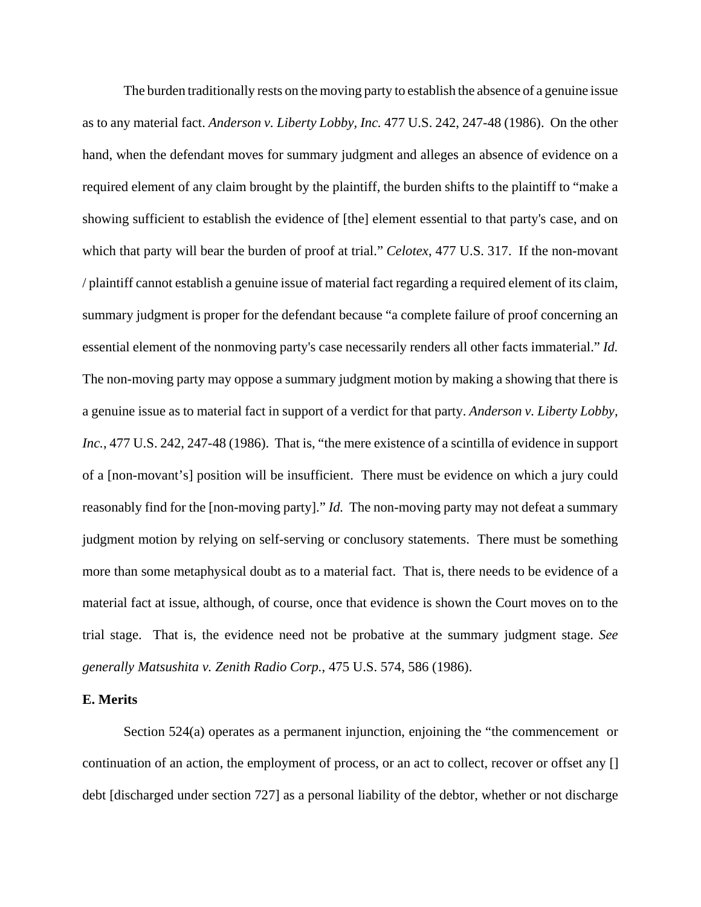The burden traditionally rests on the moving party to establish the absence of a genuine issue as to any material fact. *Anderson v. Liberty Lobby, Inc.* 477 U.S. 242, 247-48 (1986). On the other hand, when the defendant moves for summary judgment and alleges an absence of evidence on a required element of any claim brought by the plaintiff, the burden shifts to the plaintiff to "make a showing sufficient to establish the evidence of [the] element essential to that party's case, and on which that party will bear the burden of proof at trial." *Celotex*, 477 U.S. 317. If the non-movant / plaintiff cannot establish a genuine issue of material fact regarding a required element of its claim, summary judgment is proper for the defendant because "a complete failure of proof concerning an essential element of the nonmoving party's case necessarily renders all other facts immaterial." *Id.* The non-moving party may oppose a summary judgment motion by making a showing that there is a genuine issue as to material fact in support of a verdict for that party. *Anderson v. Liberty Lobby, Inc.*, 477 U.S. 242, 247-48 (1986). That is, "the mere existence of a scintilla of evidence in support of a [non-movant's] position will be insufficient. There must be evidence on which a jury could reasonably find for the [non-moving party]." *Id.* The non-moving party may not defeat a summary judgment motion by relying on self-serving or conclusory statements. There must be something more than some metaphysical doubt as to a material fact. That is, there needs to be evidence of a material fact at issue, although, of course, once that evidence is shown the Court moves on to the trial stage. That is, the evidence need not be probative at the summary judgment stage. *See generally Matsushita v. Zenith Radio Corp.*, 475 U.S. 574, 586 (1986).

**E. Merits**

Section 524(a) operates as a permanent injunction, enjoining the "the commencement or continuation of an action, the employment of process, or an act to collect, recover or offset any [] debt [discharged under section 727] as a personal liability of the debtor, whether or not discharge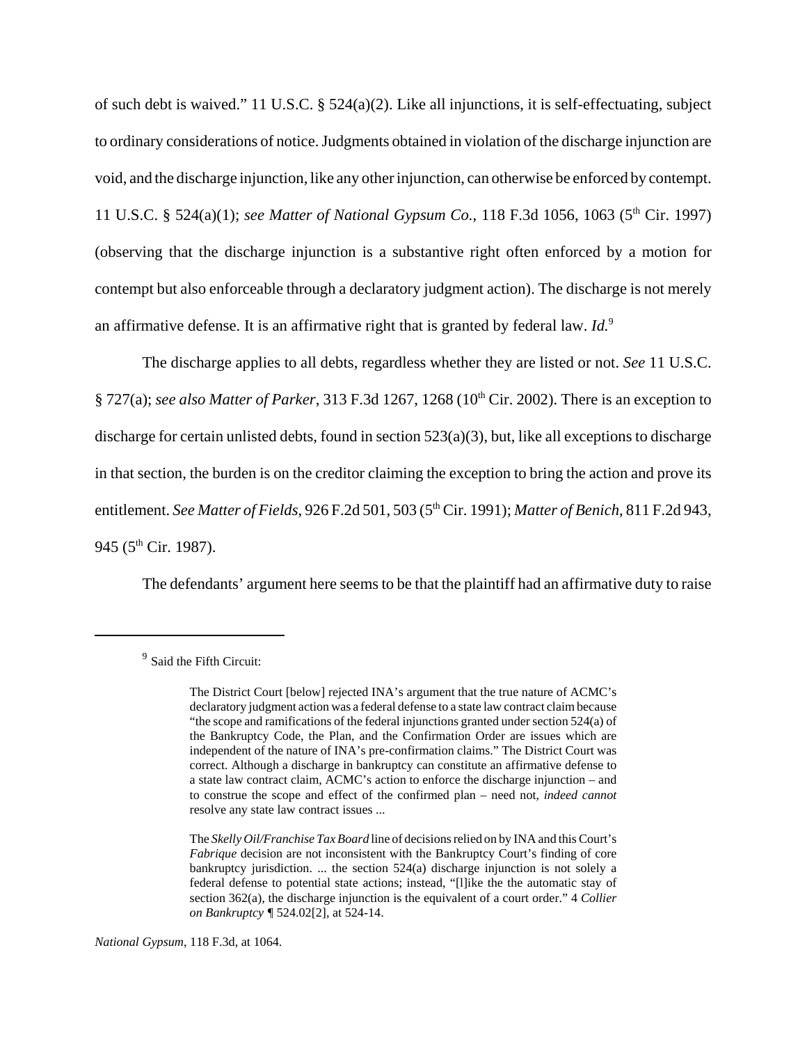of such debt is waived." 11 U.S.C. § 524(a)(2). Like all injunctions, it is self-effectuating, subject to ordinary considerations of notice. Judgments obtained in violation of the discharge injunction are void, and the discharge injunction, like any other injunction, can otherwise be enforced by contempt. 11 U.S.C. § 524(a)(1); *see Matter of National Gypsum Co.*, 118 F.3d 1056, 1063 (5th Cir. 1997) (observing that the discharge injunction is a substantive right often enforced by a motion for contempt but also enforceable through a declaratory judgment action). The discharge is not merely an affirmative defense. It is an affirmative right that is granted by federal law. *Id.*[9]

The discharge applies to all debts, regardless whether they are listed or not. *See* 11 U.S.C. § 727(a); *see also Matter of Parker*, 313 F.3d 1267, 1268 (10th Cir. 2002). There is an exception to discharge for certain unlisted debts, found in section 523(a)(3), but, like all exceptions to discharge in that section, the burden is on the creditor claiming the exception to bring the action and prove its entitlement. *See Matter of Fields*, 926 F.2d 501, 503 (5th Cir. 1991); *Matter of Benich*, 811 F.2d 943, 945 (5th Cir. 1987).

The defendants' argument here seems to be that the plaintiff had an affirmative duty to raise

---

[9] Said the Fifth Circuit:

> The District Court [below] rejected INA's argument that the true nature of ACMC's declaratory judgment action was a federal defense to a state law contract claim because "the scope and ramifications of the federal injunctions granted under section 524(a) of the Bankruptcy Code, the Plan, and the Confirmation Order are issues which are independent of the nature of INA's pre-confirmation claims." The District Court was correct. Although a discharge in bankruptcy can constitute an affirmative defense to a state law contract claim, ACMC's action to enforce the discharge injunction – and to construe the scope and effect of the confirmed plan – need not, *indeed cannot* resolve any state law contract issues ...
>
> The *Skelly Oil/Franchise Tax Board* line of decisions relied on by INA and this Court's *Fabrique* decision are not inconsistent with the Bankruptcy Court's finding of core bankruptcy jurisdiction. ... the section 524(a) discharge injunction is not solely a federal defense to potential state actions; instead, "[l]ike the the automatic stay of section 362(a), the discharge injunction is the equivalent of a court order." 4 *Collier on Bankruptcy* ¶ 524.02[2], at 524-14.

*National Gypsum*, 118 F.3d, at 1064.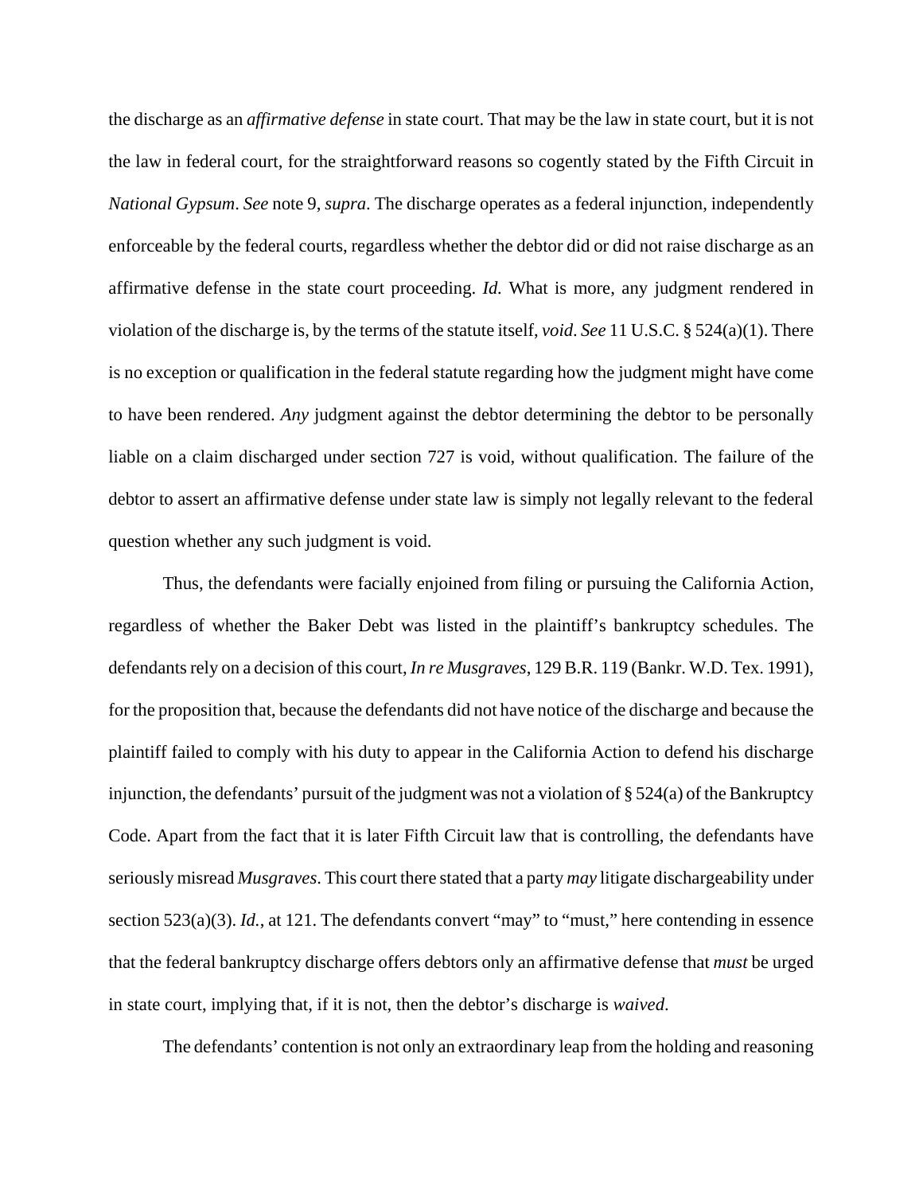the discharge as an *affirmative defense* in state court. That may be the law in state court, but it is not the law in federal court, for the straightforward reasons so cogently stated by the Fifth Circuit in *National Gypsum*. *See* note 9, *supra*. The discharge operates as a federal injunction, independently enforceable by the federal courts, regardless whether the debtor did or did not raise discharge as an affirmative defense in the state court proceeding. *Id.* What is more, any judgment rendered in violation of the discharge is, by the terms of the statute itself, *void*. *See* 11 U.S.C. § 524(a)(1). There is no exception or qualification in the federal statute regarding how the judgment might have come to have been rendered. *Any* judgment against the debtor determining the debtor to be personally liable on a claim discharged under section 727 is void, without qualification. The failure of the debtor to assert an affirmative defense under state law is simply not legally relevant to the federal question whether any such judgment is void.

Thus, the defendants were facially enjoined from filing or pursuing the California Action, regardless of whether the Baker Debt was listed in the plaintiff's bankruptcy schedules. The defendants rely on a decision of this court, *In re Musgraves*, 129 B.R. 119 (Bankr. W.D. Tex. 1991), for the proposition that, because the defendants did not have notice of the discharge and because the plaintiff failed to comply with his duty to appear in the California Action to defend his discharge injunction, the defendants' pursuit of the judgment was not a violation of § 524(a) of the Bankruptcy Code. Apart from the fact that it is later Fifth Circuit law that is controlling, the defendants have seriously misread *Musgraves*. This court there stated that a party *may* litigate dischargeability under section 523(a)(3). *Id.*, at 121. The defendants convert "may" to "must," here contending in essence that the federal bankruptcy discharge offers debtors only an affirmative defense that *must* be urged in state court, implying that, if it is not, then the debtor's discharge is *waived*.

The defendants' contention is not only an extraordinary leap from the holding and reasoning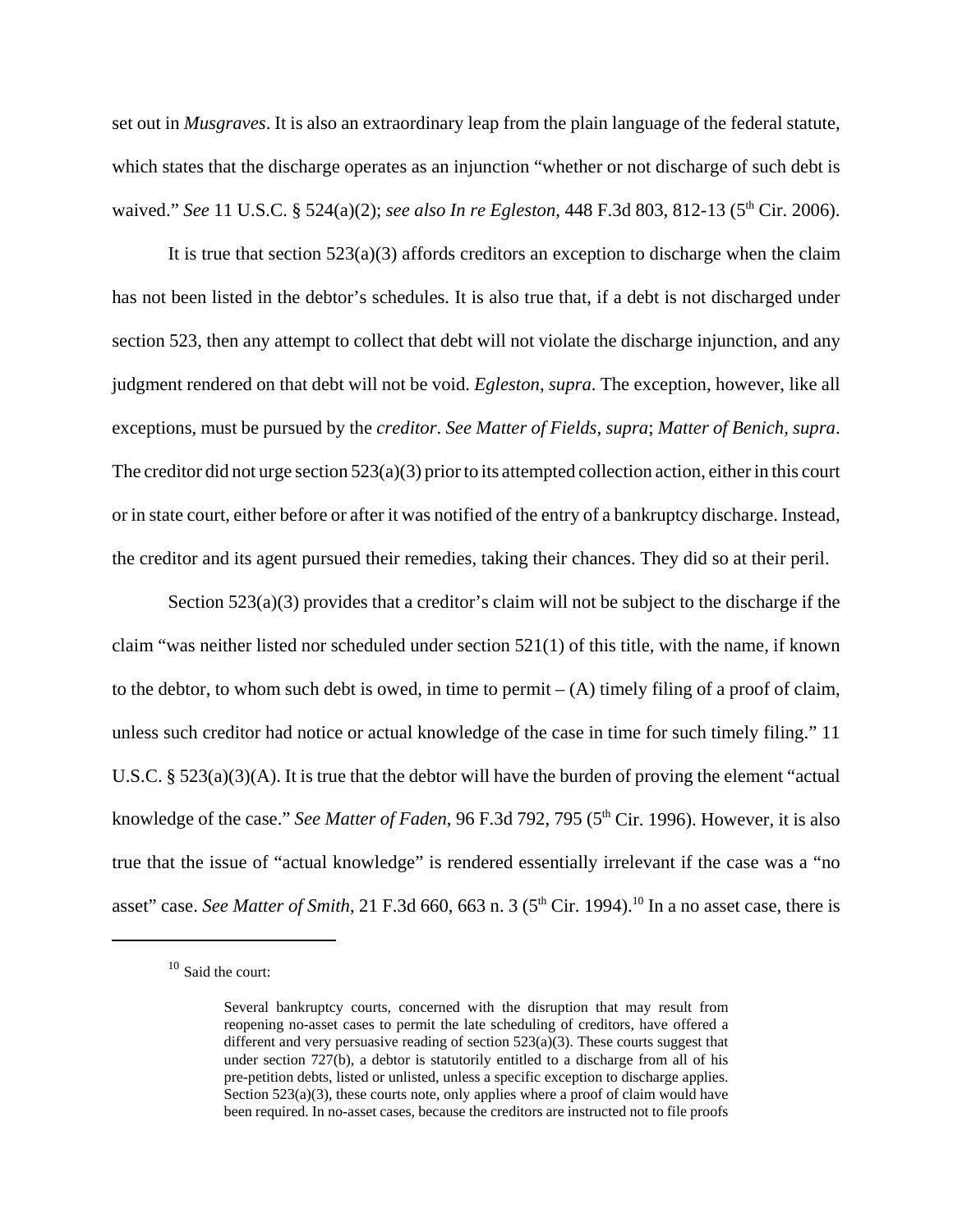set out in *Musgraves*. It is also an extraordinary leap from the plain language of the federal statute, which states that the discharge operates as an injunction "whether or not discharge of such debt is waived." *See* 11 U.S.C. § 524(a)(2); *see also In re Egleston*, 448 F.3d 803, 812-13 (5th Cir. 2006).

It is true that section 523(a)(3) affords creditors an exception to discharge when the claim has not been listed in the debtor's schedules. It is also true that, if a debt is not discharged under section 523, then any attempt to collect that debt will not violate the discharge injunction, and any judgment rendered on that debt will not be void. *Egleston*, *supra*. The exception, however, like all exceptions, must be pursued by the *creditor*. *See Matter of Fields*, *supra*; *Matter of Benich*, *supra*. The creditor did not urge section 523(a)(3) prior to its attempted collection action, either in this court or in state court, either before or after it was notified of the entry of a bankruptcy discharge. Instead, the creditor and its agent pursued their remedies, taking their chances. They did so at their peril.

Section 523(a)(3) provides that a creditor's claim will not be subject to the discharge if the claim "was neither listed nor scheduled under section 521(1) of this title, with the name, if known to the debtor, to whom such debt is owed, in time to permit – (A) timely filing of a proof of claim, unless such creditor had notice or actual knowledge of the case in time for such timely filing." 11 U.S.C. § 523(a)(3)(A). It is true that the debtor will have the burden of proving the element "actual knowledge of the case." *See Matter of Faden*, 96 F.3d 792, 795 (5th Cir. 1996). However, it is also true that the issue of "actual knowledge" is rendered essentially irrelevant if the case was a "no asset" case. *See Matter of Smith*, 21 F.3d 660, 663 n. 3 (5th Cir. 1994).[10] In a no asset case, there is

---

[10] Said the court:

> Several bankruptcy courts, concerned with the disruption that may result from reopening no-asset cases to permit the late scheduling of creditors, have offered a different and very persuasive reading of section 523(a)(3). These courts suggest that under section 727(b), a debtor is statutorily entitled to a discharge from all of his pre-petition debts, listed or unlisted, unless a specific exception to discharge applies. Section 523(a)(3), these courts note, only applies where a proof of claim would have been required. In no-asset cases, because the creditors are instructed not to file proofs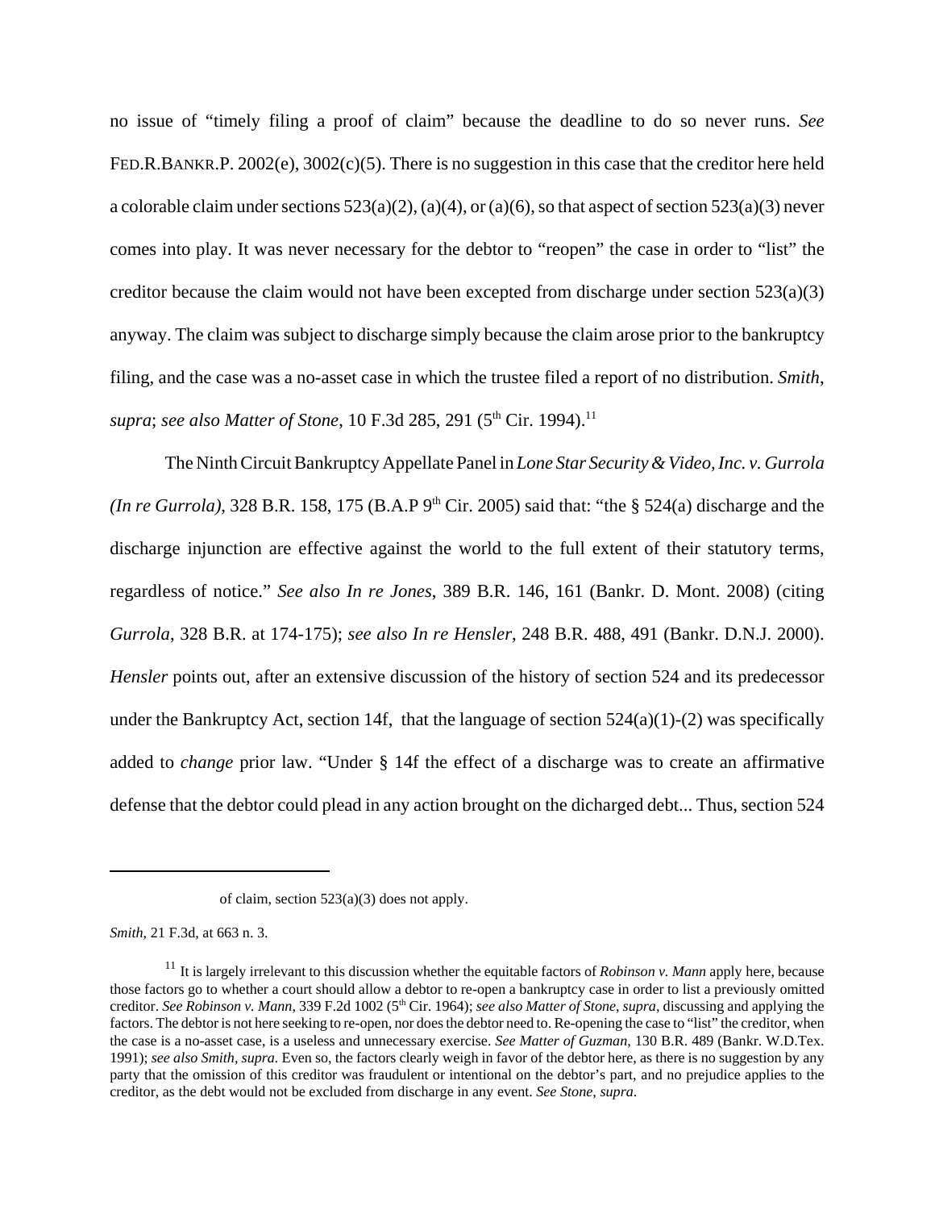no issue of "timely filing a proof of claim" because the deadline to do so never runs. *See* FED.R.BANKR.P. 2002(e), 3002(c)(5). There is no suggestion in this case that the creditor here held a colorable claim under sections 523(a)(2), (a)(4), or (a)(6), so that aspect of section 523(a)(3) never comes into play. It was never necessary for the debtor to "reopen" the case in order to "list" the creditor because the claim would not have been excepted from discharge under section 523(a)(3) anyway. The claim was subject to discharge simply because the claim arose prior to the bankruptcy filing, and the case was a no-asset case in which the trustee filed a report of no distribution. *Smith*, *supra*; *see also Matter of Stone*, 10 F.3d 285, 291 (5th Cir. 1994).[11]

The Ninth Circuit Bankruptcy Appellate Panel in *Lone Star Security & Video, Inc. v. Gurrola (In re Gurrola)*, 328 B.R. 158, 175 (B.A.P 9th Cir. 2005) said that: "the § 524(a) discharge and the discharge injunction are effective against the world to the full extent of their statutory terms, regardless of notice." *See also In re Jones*, 389 B.R. 146, 161 (Bankr. D. Mont. 2008) (citing *Gurrola*, 328 B.R. at 174-175); *see also In re Hensler*, 248 B.R. 488, 491 (Bankr. D.N.J. 2000). *Hensler* points out, after an extensive discussion of the history of section 524 and its predecessor under the Bankruptcy Act, section 14f, that the language of section 524(a)(1)-(2) was specifically added to *change* prior law. "Under § 14f the effect of a discharge was to create an affirmative defense that the debtor could plead in any action brought on the dicharged debt... Thus, section 524

---

of claim, section 523(a)(3) does not apply.

*Smith*, 21 F.3d, at 663 n. 3.

[11] It is largely irrelevant to this discussion whether the equitable factors of *Robinson v. Mann* apply here, because those factors go to whether a court should allow a debtor to re-open a bankruptcy case in order to list a previously omitted creditor. *See Robinson v. Mann*, 339 F.2d 1002 (5th Cir. 1964); *see also Matter of Stone*, *supra*, discussing and applying the factors. The debtor is not here seeking to re-open, nor does the debtor need to. Re-opening the case to "list" the creditor, when the case is a no-asset case, is a useless and unnecessary exercise. *See Matter of Guzman*, 130 B.R. 489 (Bankr. W.D.Tex. 1991); *see also Smith*, *supra*. Even so, the factors clearly weigh in favor of the debtor here, as there is no suggestion by any party that the omission of this creditor was fraudulent or intentional on the debtor's part, and no prejudice applies to the creditor, as the debt would not be excluded from discharge in any event. *See Stone*, *supra*.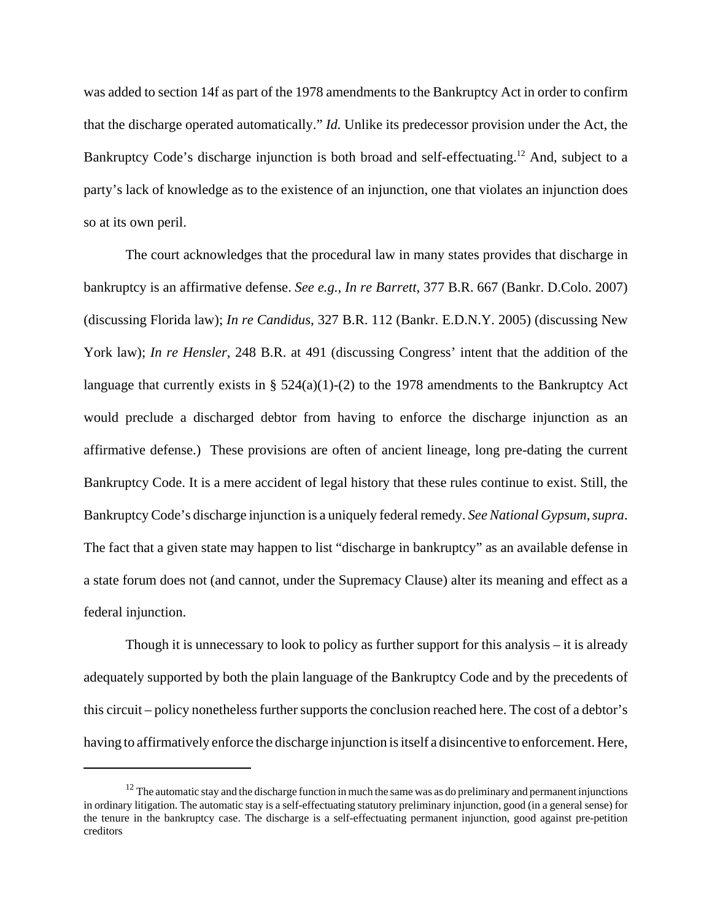was added to section 14f as part of the 1978 amendments to the Bankruptcy Act in order to confirm that the discharge operated automatically." *Id.* Unlike its predecessor provision under the Act, the Bankruptcy Code's discharge injunction is both broad and self-effectuating.[12] And, subject to a party's lack of knowledge as to the existence of an injunction, one that violates an injunction does so at its own peril.

The court acknowledges that the procedural law in many states provides that discharge in bankruptcy is an affirmative defense. *See e.g., In re Barrett*, 377 B.R. 667 (Bankr. D.Colo. 2007) (discussing Florida law); *In re Candidus*, 327 B.R. 112 (Bankr. E.D.N.Y. 2005) (discussing New York law); *In re Hensler*, 248 B.R. at 491 (discussing Congress' intent that the addition of the language that currently exists in § 524(a)(1)-(2) to the 1978 amendments to the Bankruptcy Act would preclude a discharged debtor from having to enforce the discharge injunction as an affirmative defense.) These provisions are often of ancient lineage, long pre-dating the current Bankruptcy Code. It is a mere accident of legal history that these rules continue to exist. Still, the Bankruptcy Code's discharge injunction is a uniquely federal remedy. *See National Gypsum*, *supra*. The fact that a given state may happen to list "discharge in bankruptcy" as an available defense in a state forum does not (and cannot, under the Supremacy Clause) alter its meaning and effect as a federal injunction.

Though it is unnecessary to look to policy as further support for this analysis – it is already adequately supported by both the plain language of the Bankruptcy Code and by the precedents of this circuit – policy nonetheless further supports the conclusion reached here. The cost of a debtor's having to affirmatively enforce the discharge injunction is itself a disincentive to enforcement. Here,

---

[12] The automatic stay and the discharge function in much the same was as do preliminary and permanent injunctions in ordinary litigation. The automatic stay is a self-effectuating statutory preliminary injunction, good (in a general sense) for the tenure in the bankruptcy case. The discharge is a self-effectuating permanent injunction, good against pre-petition creditors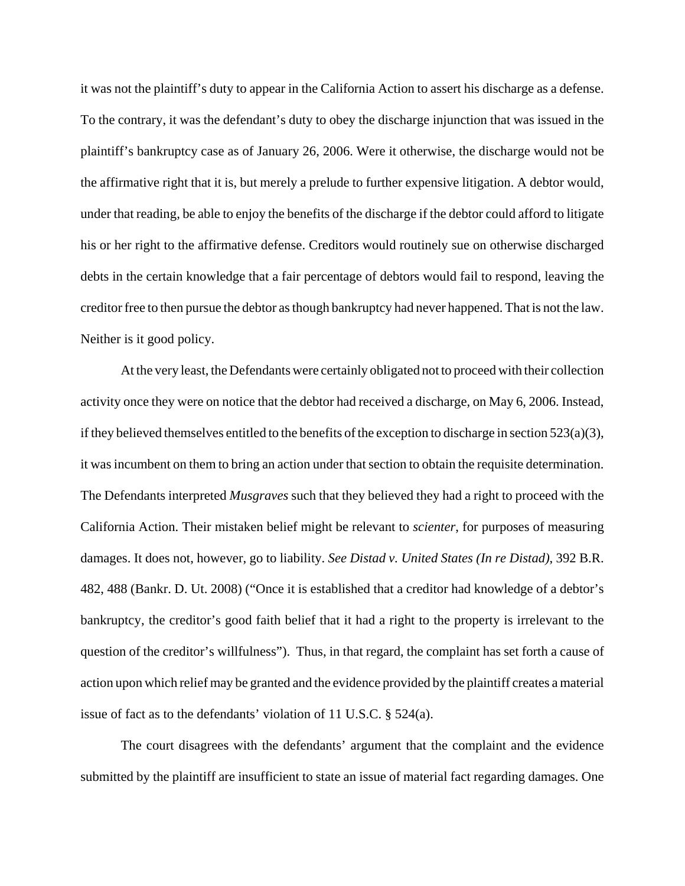it was not the plaintiff's duty to appear in the California Action to assert his discharge as a defense. To the contrary, it was the defendant's duty to obey the discharge injunction that was issued in the plaintiff's bankruptcy case as of January 26, 2006. Were it otherwise, the discharge would not be the affirmative right that it is, but merely a prelude to further expensive litigation. A debtor would, under that reading, be able to enjoy the benefits of the discharge if the debtor could afford to litigate his or her right to the affirmative defense. Creditors would routinely sue on otherwise discharged debts in the certain knowledge that a fair percentage of debtors would fail to respond, leaving the creditor free to then pursue the debtor as though bankruptcy had never happened. That is not the law. Neither is it good policy.

At the very least, the Defendants were certainly obligated not to proceed with their collection activity once they were on notice that the debtor had received a discharge, on May 6, 2006. Instead, if they believed themselves entitled to the benefits of the exception to discharge in section 523(a)(3), it was incumbent on them to bring an action under that section to obtain the requisite determination. The Defendants interpreted *Musgraves* such that they believed they had a right to proceed with the California Action. Their mistaken belief might be relevant to *scienter*, for purposes of measuring damages. It does not, however, go to liability. *See Distad v. United States (In re Distad)*, 392 B.R. 482, 488 (Bankr. D. Ut. 2008) ("Once it is established that a creditor had knowledge of a debtor's bankruptcy, the creditor's good faith belief that it had a right to the property is irrelevant to the question of the creditor's willfulness"). Thus, in that regard, the complaint has set forth a cause of action upon which relief may be granted and the evidence provided by the plaintiff creates a material issue of fact as to the defendants' violation of 11 U.S.C. § 524(a).

The court disagrees with the defendants' argument that the complaint and the evidence submitted by the plaintiff are insufficient to state an issue of material fact regarding damages. One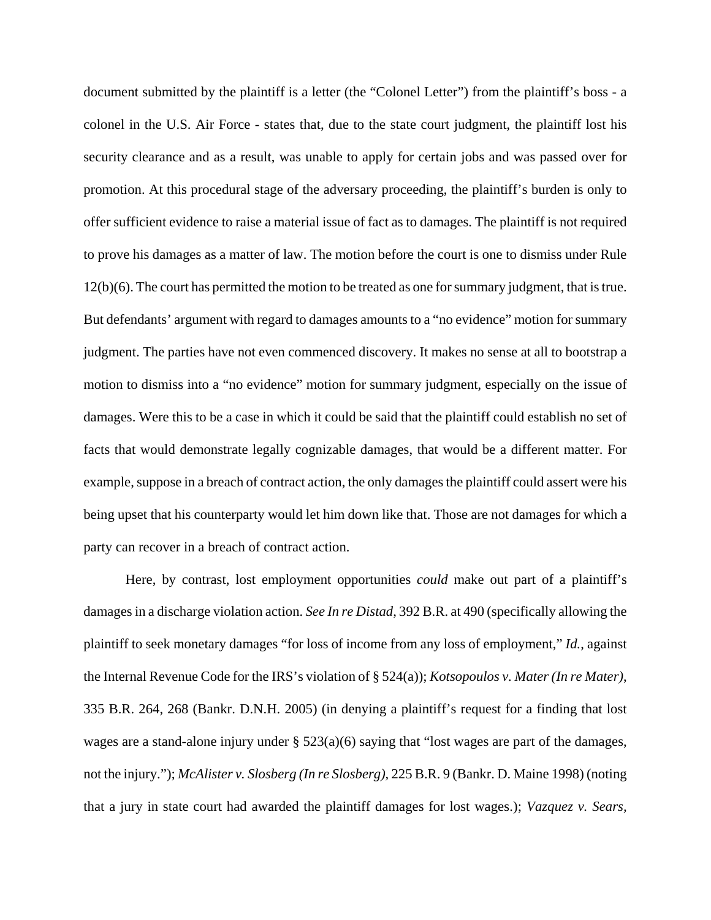document submitted by the plaintiff is a letter (the "Colonel Letter") from the plaintiff's boss - a colonel in the U.S. Air Force - states that, due to the state court judgment, the plaintiff lost his security clearance and as a result, was unable to apply for certain jobs and was passed over for promotion. At this procedural stage of the adversary proceeding, the plaintiff's burden is only to offer sufficient evidence to raise a material issue of fact as to damages. The plaintiff is not required to prove his damages as a matter of law. The motion before the court is one to dismiss under Rule 12(b)(6). The court has permitted the motion to be treated as one for summary judgment, that is true. But defendants' argument with regard to damages amounts to a "no evidence" motion for summary judgment. The parties have not even commenced discovery. It makes no sense at all to bootstrap a motion to dismiss into a "no evidence" motion for summary judgment, especially on the issue of damages. Were this to be a case in which it could be said that the plaintiff could establish no set of facts that would demonstrate legally cognizable damages, that would be a different matter. For example, suppose in a breach of contract action, the only damages the plaintiff could assert were his being upset that his counterparty would let him down like that. Those are not damages for which a party can recover in a breach of contract action.

Here, by contrast, lost employment opportunities *could* make out part of a plaintiff's damages in a discharge violation action. *See In re Distad*, 392 B.R. at 490 (specifically allowing the plaintiff to seek monetary damages "for loss of income from any loss of employment," *Id.*, against the Internal Revenue Code for the IRS's violation of § 524(a)); *Kotsopoulos v. Mater (In re Mater)*, 335 B.R. 264, 268 (Bankr. D.N.H. 2005) (in denying a plaintiff's request for a finding that lost wages are a stand-alone injury under § 523(a)(6) saying that "lost wages are part of the damages, not the injury."); *McAlister v. Slosberg (In re Slosberg)*, 225 B.R. 9 (Bankr. D. Maine 1998) (noting that a jury in state court had awarded the plaintiff damages for lost wages.); *Vazquez v. Sears,*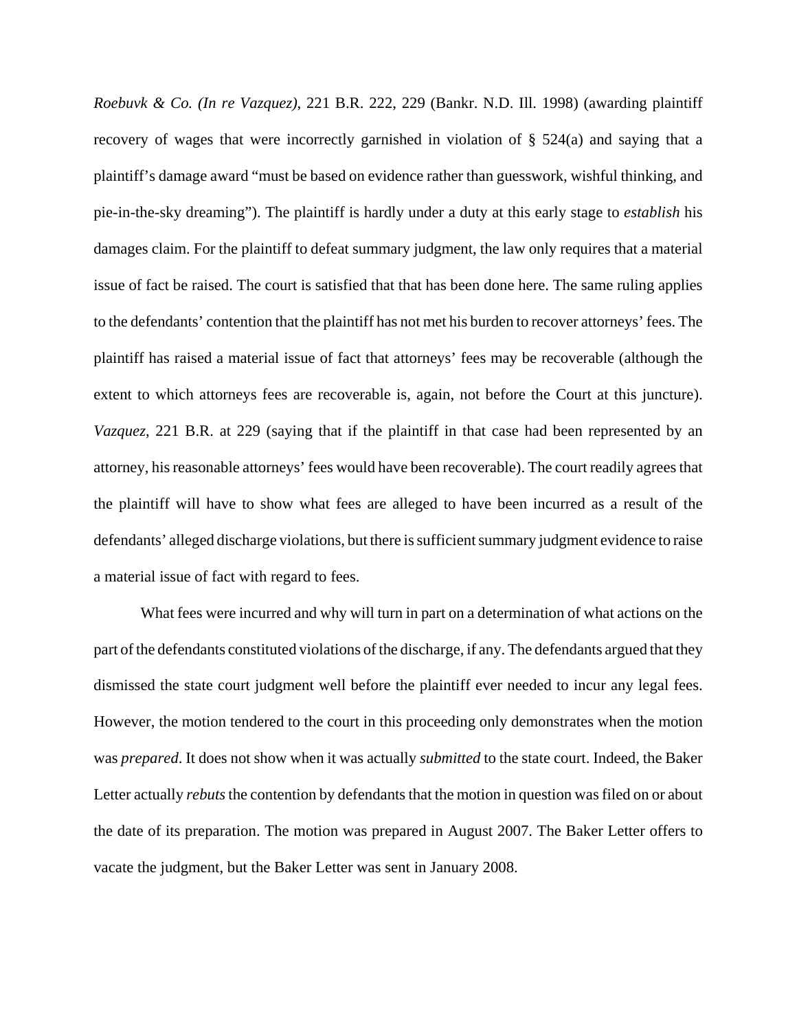*Roebuvk & Co. (In re Vazquez)*, 221 B.R. 222, 229 (Bankr. N.D. Ill. 1998) (awarding plaintiff recovery of wages that were incorrectly garnished in violation of § 524(a) and saying that a plaintiff's damage award "must be based on evidence rather than guesswork, wishful thinking, and pie-in-the-sky dreaming"). The plaintiff is hardly under a duty at this early stage to *establish* his damages claim. For the plaintiff to defeat summary judgment, the law only requires that a material issue of fact be raised. The court is satisfied that that has been done here. The same ruling applies to the defendants' contention that the plaintiff has not met his burden to recover attorneys' fees. The plaintiff has raised a material issue of fact that attorneys' fees may be recoverable (although the extent to which attorneys fees are recoverable is, again, not before the Court at this juncture). *Vazquez*, 221 B.R. at 229 (saying that if the plaintiff in that case had been represented by an attorney, his reasonable attorneys' fees would have been recoverable). The court readily agrees that the plaintiff will have to show what fees are alleged to have been incurred as a result of the defendants' alleged discharge violations, but there is sufficient summary judgment evidence to raise a material issue of fact with regard to fees.

What fees were incurred and why will turn in part on a determination of what actions on the part of the defendants constituted violations of the discharge, if any. The defendants argued that they dismissed the state court judgment well before the plaintiff ever needed to incur any legal fees. However, the motion tendered to the court in this proceeding only demonstrates when the motion was *prepared*. It does not show when it was actually *submitted* to the state court. Indeed, the Baker Letter actually *rebuts* the contention by defendants that the motion in question was filed on or about the date of its preparation. The motion was prepared in August 2007. The Baker Letter offers to vacate the judgment, but the Baker Letter was sent in January 2008.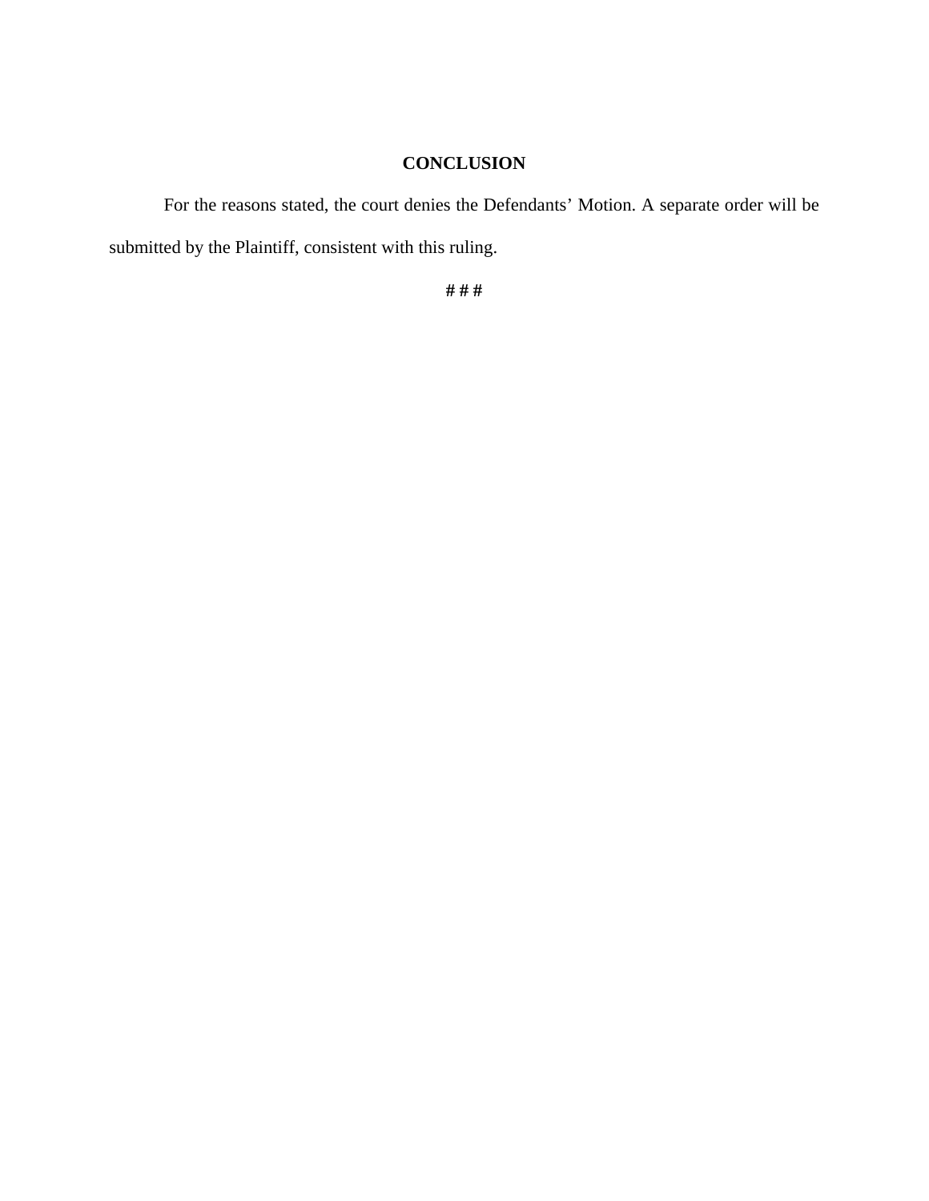## CONCLUSION

For the reasons stated, the court denies the Defendants' Motion. A separate order will be submitted by the Plaintiff, consistent with this ruling.

# # #